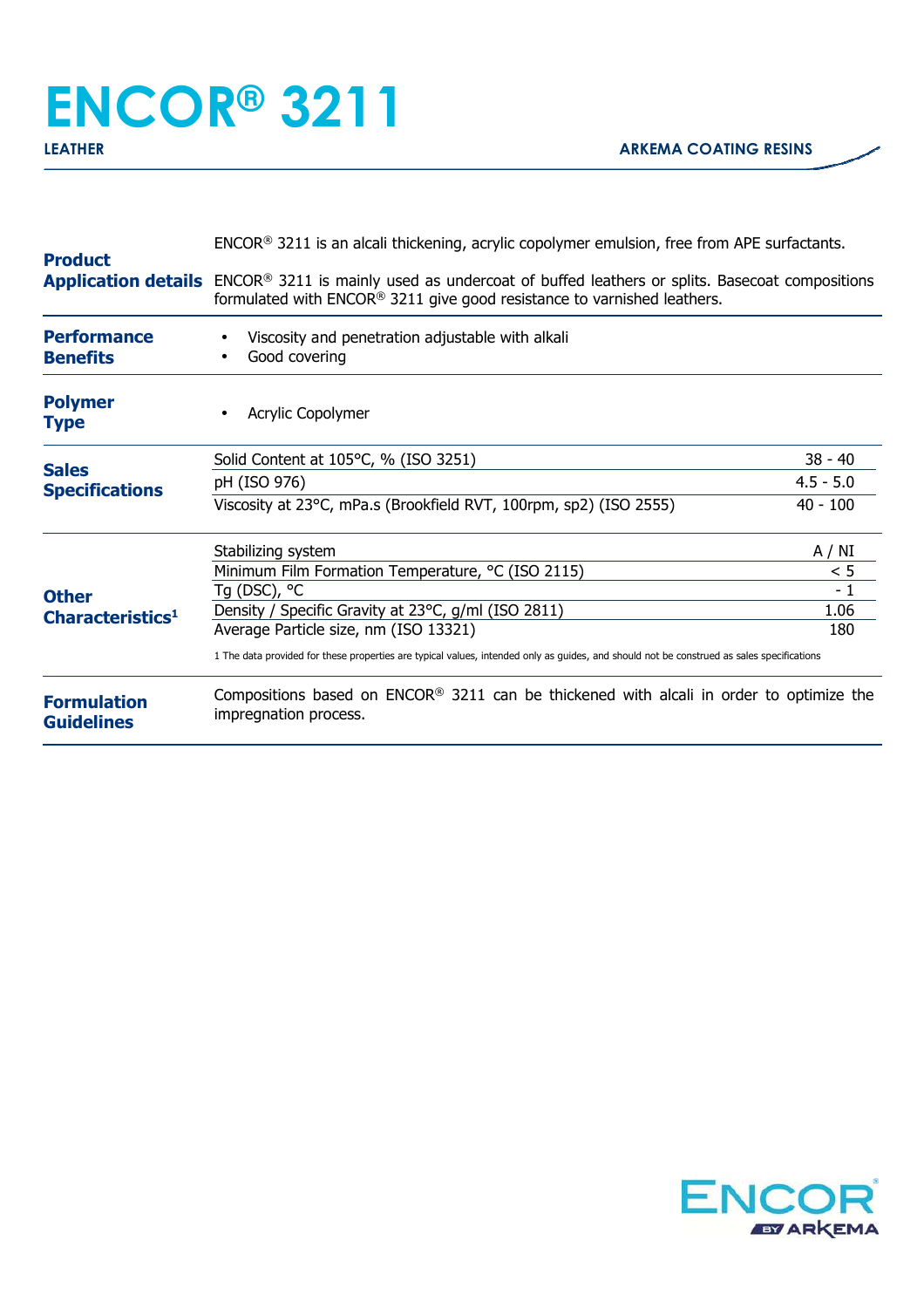# ENCOR® 3211

LEATHER

ARKEMA COATING RESINS

## Product Application details

ENCOR® 3211 is an alcali thickening, acrylic copolymer emulsion, free from APE surfactants.

ENCOR® 3211 is mainly used as undercoat of buffed leathers or splits. Basecoat compositions formulated with ENCOR® 3211 give good resistance to varnished leathers.

## Performance Benefits

- Viscosity and penetration adjustable with alkali
- Good covering

## Polymer Type

- Acrylic Copolymer

## Sales Specifications

| Property | Value |
|---|---|
| Solid Content at 105°C, % (ISO 3251) | 38 - 40 |
| pH (ISO 976) | 4.5 - 5.0 |
| Viscosity at 23°C, mPa.s (Brookfield RVT, 100rpm, sp2) (ISO 2555) | 40 - 100 |

## Other Characteristics[1]

| Property | Value |
|---|---|
| Stabilizing system | A / NI |
| Minimum Film Formation Temperature, °C (ISO 2115) | < 5 |
| Tg (DSC), °C | - 1 |
| Density / Specific Gravity at 23°C, g/ml (ISO 2811) | 1.06 |
| Average Particle size, nm (ISO 13321) | 180 |

1 The data provided for these properties are typical values, intended only as guides, and should not be construed as sales specifications

## Formulation Guidelines

Compositions based on ENCOR® 3211 can be thickened with alcali in order to optimize the impregnation process.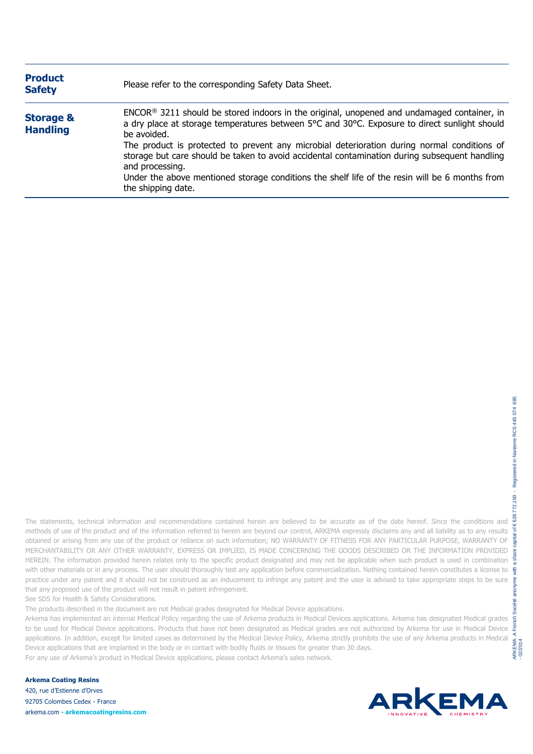| | |
|---|---|
| **Product Safety** | Please refer to the corresponding Safety Data Sheet. |
| **Storage & Handling** | ENCOR® 3211 should be stored indoors in the original, unopened and undamaged container, in a dry place at storage temperatures between 5°C and 30°C. Exposure to direct sunlight should be avoided.<br>The product is protected to prevent any microbial deterioration during normal conditions of storage but care should be taken to avoid accidental contamination during subsequent handling and processing.<br>Under the above mentioned storage conditions the shelf life of the resin will be 6 months from the shipping date. |

The statements, technical information and recommendations contained herein are believed to be accurate as of the date hereof. Since the conditions and methods of use of the product and of the information referred to herein are beyond our control, ARKEMA expressly disclaims any and all liability as to any results obtained or arising from any use of the product or reliance on such information; NO WARRANTY OF FITNESS FOR ANY PARTICULAR PURPOSE, WARRANTY OF MERCHANTABILITY OR ANY OTHER WARRANTY, EXPRESS OR IMPLIED, IS MADE CONCERNING THE GOODS DESCRIBED OR THE INFORMATION PROVIDED HEREIN. The information provided herein relates only to the specific product designated and may not be applicable when such product is used in combination with other materials or in any process. The user should thoroughly test any application before commercialization. Nothing contained herein constitutes a license to practice under any patent and it should not be construed as an inducement to infringe any patent and the user is advised to take appropriate steps to be sure that any proposed use of the product will not result in patent infringement.
See SDS for Health & Safety Considerations.

The products described in the document are not Medical grades designated for Medical Device applications.

Arkema has implemented an internal Medical Policy regarding the use of Arkema products in Medical Devices applications. Arkema has designated Medical grades to be used for Medical Device applications. Products that have not been designated as Medical grades are not authorized by Arkema for use in Medical Device applications. In addition, except for limited cases as determined by the Medical Device Policy, Arkema strictly prohibits the use of any Arkema products in Medical Device applications that are implanted in the body or in contact with bodily fluids or tissues for greater than 30 days.

For any use of Arkema's product in Medical Device applications, please contact Arkema's sales network.

ARKEMA A French Société anonyme with a share capital of € 628.772.150 - Registered in Nanterre RCS 445 074 685 - 02/2014

**Arkema Coating Resins**
420, rue d'Estienne d'Orves
92705 Colombes Cedex - France
arkema.com - **arkemacoatingresins.com**

ARKEMA INNOVATIVE CHEMISTRY